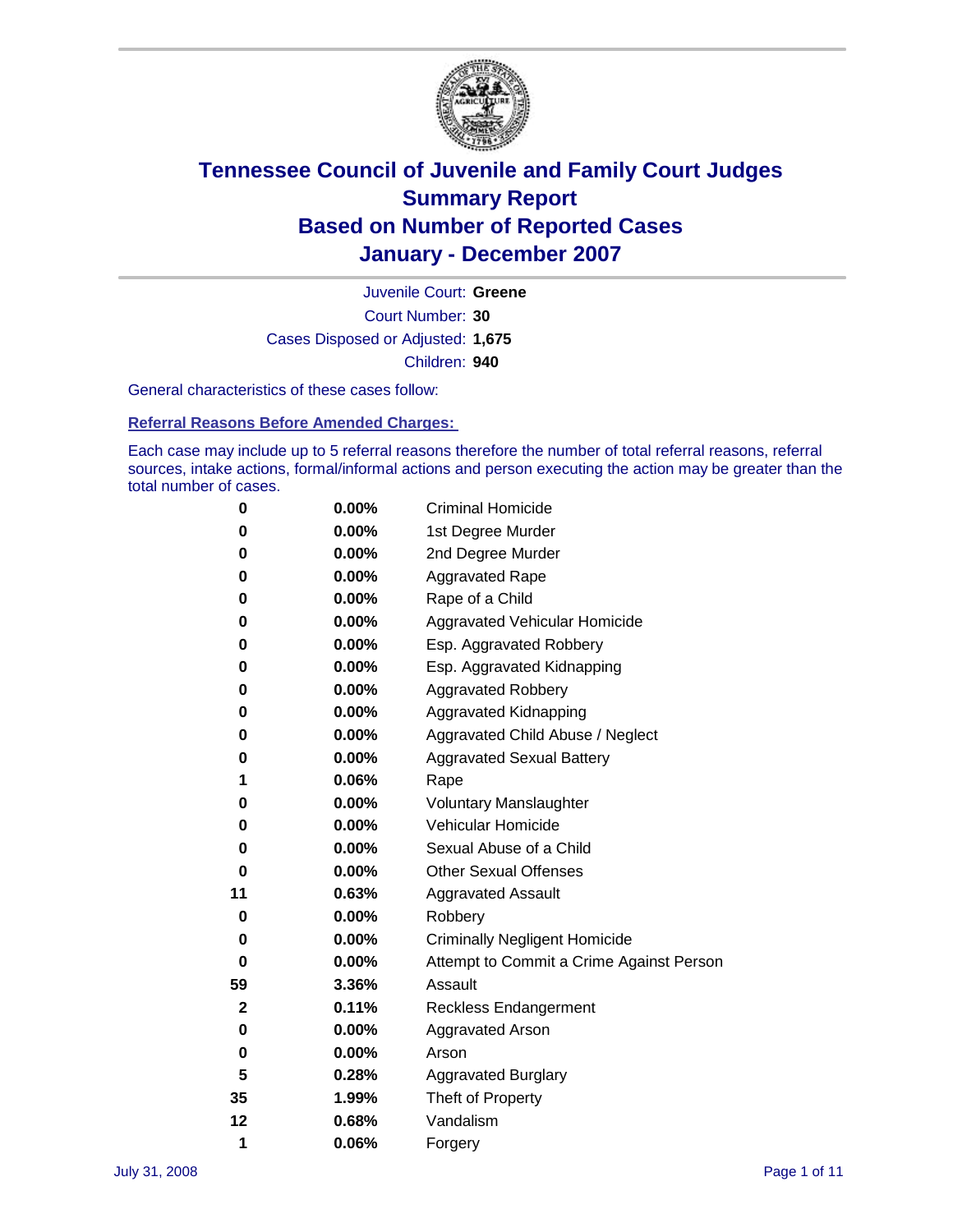# Tennessee Council of Juvenile and Family Court Judges
# Summary Report
# Based on Number of Reported Cases
# January - December 2007

Juvenile Court: **Greene**
Court Number: **30**
Cases Disposed or Adjusted: **1,675**
Children: **940**

General characteristics of these cases follow:

## Referral Reasons Before Amended Charges:

Each case may include up to 5 referral reasons therefore the number of total referral reasons, referral sources, intake actions, formal/informal actions and person executing the action may be greater than the total number of cases.

| Count | Percent | Referral Reason |
|---|---|---|
| 0 | 0.00% | Criminal Homicide |
| 0 | 0.00% | 1st Degree Murder |
| 0 | 0.00% | 2nd Degree Murder |
| 0 | 0.00% | Aggravated Rape |
| 0 | 0.00% | Rape of a Child |
| 0 | 0.00% | Aggravated Vehicular Homicide |
| 0 | 0.00% | Esp. Aggravated Robbery |
| 0 | 0.00% | Esp. Aggravated Kidnapping |
| 0 | 0.00% | Aggravated Robbery |
| 0 | 0.00% | Aggravated Kidnapping |
| 0 | 0.00% | Aggravated Child Abuse / Neglect |
| 0 | 0.00% | Aggravated Sexual Battery |
| 1 | 0.06% | Rape |
| 0 | 0.00% | Voluntary Manslaughter |
| 0 | 0.00% | Vehicular Homicide |
| 0 | 0.00% | Sexual Abuse of a Child |
| 0 | 0.00% | Other Sexual Offenses |
| 11 | 0.63% | Aggravated Assault |
| 0 | 0.00% | Robbery |
| 0 | 0.00% | Criminally Negligent Homicide |
| 0 | 0.00% | Attempt to Commit a Crime Against Person |
| 59 | 3.36% | Assault |
| 2 | 0.11% | Reckless Endangerment |
| 0 | 0.00% | Aggravated Arson |
| 0 | 0.00% | Arson |
| 5 | 0.28% | Aggravated Burglary |
| 35 | 1.99% | Theft of Property |
| 12 | 0.68% | Vandalism |
| 1 | 0.06% | Forgery |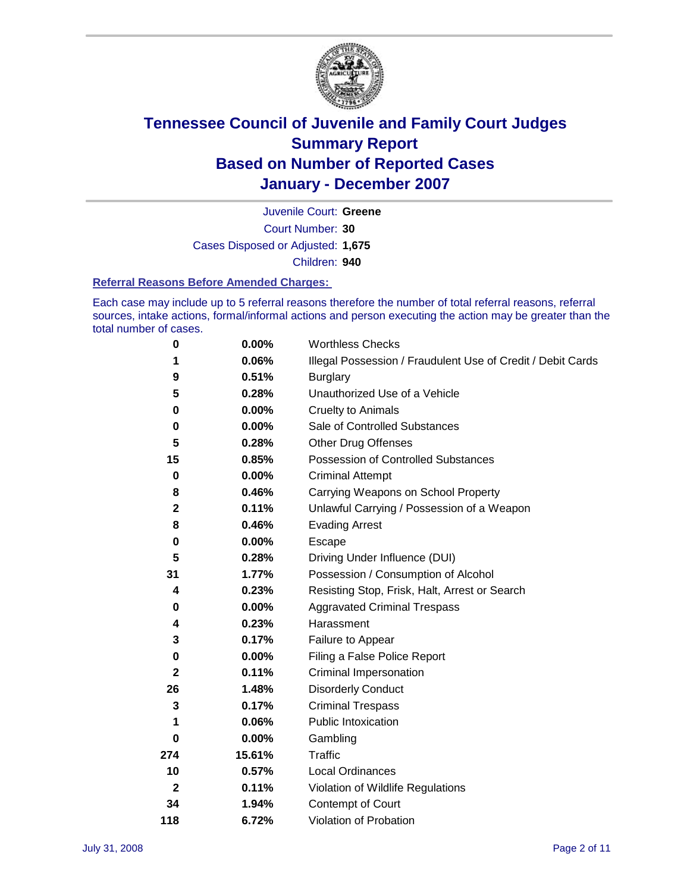# Tennessee Council of Juvenile and Family Court Judges
## Summary Report
## Based on Number of Reported Cases
## January - December 2007

Juvenile Court: **Greene**

Court Number: **30**

Cases Disposed or Adjusted: **1,675**

Children: **940**

### Referral Reasons Before Amended Charges:

Each case may include up to 5 referral reasons therefore the number of total referral reasons, referral sources, intake actions, formal/informal actions and person executing the action may be greater than the total number of cases.

| Count | Percent | Referral Reason |
|---|---|---|
| 0 | 0.00% | Worthless Checks |
| 1 | 0.06% | Illegal Possession / Fraudulent Use of Credit / Debit Cards |
| 9 | 0.51% | Burglary |
| 5 | 0.28% | Unauthorized Use of a Vehicle |
| 0 | 0.00% | Cruelty to Animals |
| 0 | 0.00% | Sale of Controlled Substances |
| 5 | 0.28% | Other Drug Offenses |
| 15 | 0.85% | Possession of Controlled Substances |
| 0 | 0.00% | Criminal Attempt |
| 8 | 0.46% | Carrying Weapons on School Property |
| 2 | 0.11% | Unlawful Carrying / Possession of a Weapon |
| 8 | 0.46% | Evading Arrest |
| 0 | 0.00% | Escape |
| 5 | 0.28% | Driving Under Influence (DUI) |
| 31 | 1.77% | Possession / Consumption of Alcohol |
| 4 | 0.23% | Resisting Stop, Frisk, Halt, Arrest or Search |
| 0 | 0.00% | Aggravated Criminal Trespass |
| 4 | 0.23% | Harassment |
| 3 | 0.17% | Failure to Appear |
| 0 | 0.00% | Filing a False Police Report |
| 2 | 0.11% | Criminal Impersonation |
| 26 | 1.48% | Disorderly Conduct |
| 3 | 0.17% | Criminal Trespass |
| 1 | 0.06% | Public Intoxication |
| 0 | 0.00% | Gambling |
| 274 | 15.61% | Traffic |
| 10 | 0.57% | Local Ordinances |
| 2 | 0.11% | Violation of Wildlife Regulations |
| 34 | 1.94% | Contempt of Court |
| 118 | 6.72% | Violation of Probation |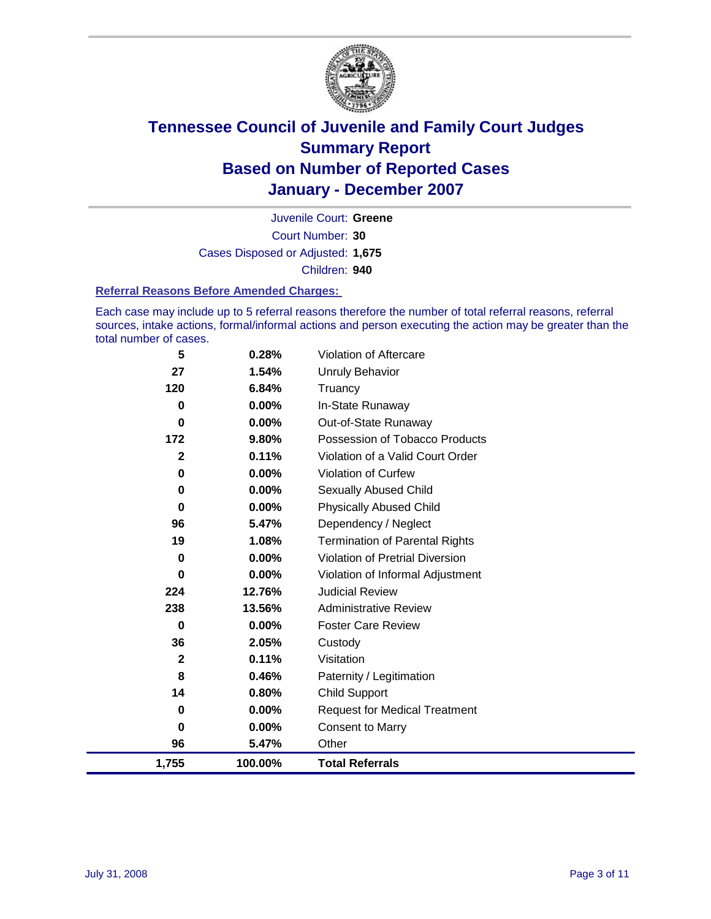# Tennessee Council of Juvenile and Family Court Judges Summary Report Based on Number of Reported Cases January - December 2007

Juvenile Court: **Greene**

Court Number: **30**

Cases Disposed or Adjusted: **1,675**

Children: **940**

### Referral Reasons Before Amended Charges:

Each case may include up to 5 referral reasons therefore the number of total referral reasons, referral sources, intake actions, formal/informal actions and person executing the action may be greater than the total number of cases.

| | | |
|---|---|---|
| 5 | 0.28% | Violation of Aftercare |
| 27 | 1.54% | Unruly Behavior |
| 120 | 6.84% | Truancy |
| 0 | 0.00% | In-State Runaway |
| 0 | 0.00% | Out-of-State Runaway |
| 172 | 9.80% | Possession of Tobacco Products |
| 2 | 0.11% | Violation of a Valid Court Order |
| 0 | 0.00% | Violation of Curfew |
| 0 | 0.00% | Sexually Abused Child |
| 0 | 0.00% | Physically Abused Child |
| 96 | 5.47% | Dependency / Neglect |
| 19 | 1.08% | Termination of Parental Rights |
| 0 | 0.00% | Violation of Pretrial Diversion |
| 0 | 0.00% | Violation of Informal Adjustment |
| 224 | 12.76% | Judicial Review |
| 238 | 13.56% | Administrative Review |
| 0 | 0.00% | Foster Care Review |
| 36 | 2.05% | Custody |
| 2 | 0.11% | Visitation |
| 8 | 0.46% | Paternity / Legitimation |
| 14 | 0.80% | Child Support |
| 0 | 0.00% | Request for Medical Treatment |
| 0 | 0.00% | Consent to Marry |
| 96 | 5.47% | Other |
| **1,755** | **100.00%** | **Total Referrals** |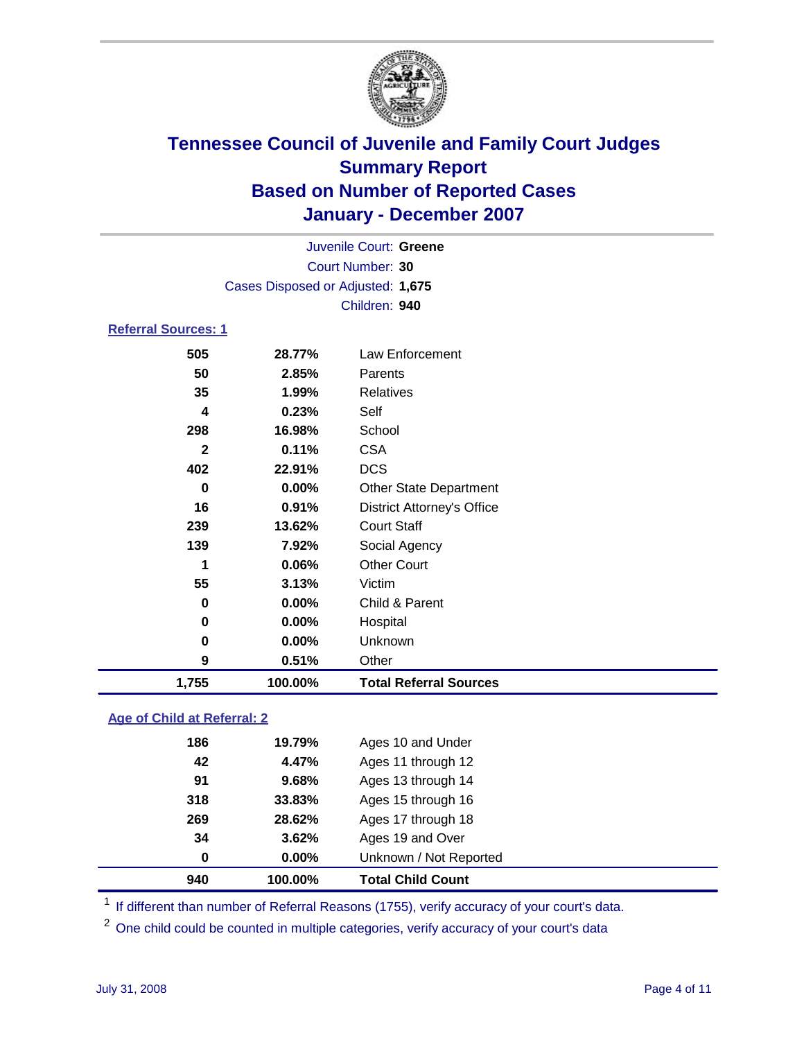# Tennessee Council of Juvenile and Family Court Judges
## Summary Report
## Based on Number of Reported Cases
## January - December 2007

Juvenile Court: **Greene**
Court Number: **30**
Cases Disposed or Adjusted: **1,675**
Children: **940**

### Referral Sources: 1

| Count | Percent | Source |
|---|---|---|
| 505 | 28.77% | Law Enforcement |
| 50 | 2.85% | Parents |
| 35 | 1.99% | Relatives |
| 4 | 0.23% | Self |
| 298 | 16.98% | School |
| 2 | 0.11% | CSA |
| 402 | 22.91% | DCS |
| 0 | 0.00% | Other State Department |
| 16 | 0.91% | District Attorney's Office |
| 239 | 13.62% | Court Staff |
| 139 | 7.92% | Social Agency |
| 1 | 0.06% | Other Court |
| 55 | 3.13% | Victim |
| 0 | 0.00% | Child & Parent |
| 0 | 0.00% | Hospital |
| 0 | 0.00% | Unknown |
| 9 | 0.51% | Other |
| **1,755** | **100.00%** | **Total Referral Sources** |

### Age of Child at Referral: 2

| Count | Percent | Age |
|---|---|---|
| 186 | 19.79% | Ages 10 and Under |
| 42 | 4.47% | Ages 11 through 12 |
| 91 | 9.68% | Ages 13 through 14 |
| 318 | 33.83% | Ages 15 through 16 |
| 269 | 28.62% | Ages 17 through 18 |
| 34 | 3.62% | Ages 19 and Over |
| 0 | 0.00% | Unknown / Not Reported |
| **940** | **100.00%** | **Total Child Count** |

[1] If different than number of Referral Reasons (1755), verify accuracy of your court's data.

[2] One child could be counted in multiple categories, verify accuracy of your court's data

July 31, 2008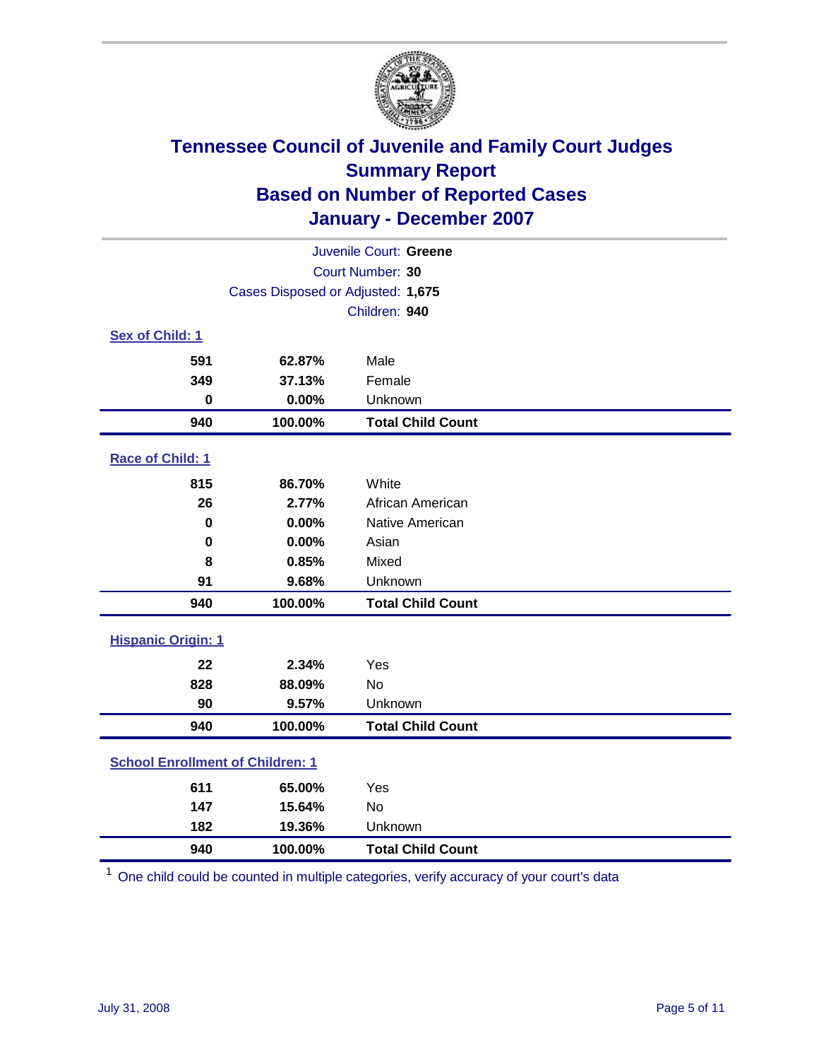# Tennessee Council of Juvenile and Family Court Judges
## Summary Report
## Based on Number of Reported Cases
## January - December 2007

Juvenile Court: **Greene**
Court Number: **30**
Cases Disposed or Adjusted: **1,675**
Children: **940**

### Sex of Child: 1

| | | |
|---|---|---|
| **591** | **62.87%** | Male |
| **349** | **37.13%** | Female |
| **0** | **0.00%** | Unknown |
| **940** | **100.00%** | **Total Child Count** |

### Race of Child: 1

| | | |
|---|---|---|
| **815** | **86.70%** | White |
| **26** | **2.77%** | African American |
| **0** | **0.00%** | Native American |
| **0** | **0.00%** | Asian |
| **8** | **0.85%** | Mixed |
| **91** | **9.68%** | Unknown |
| **940** | **100.00%** | **Total Child Count** |

### Hispanic Origin: 1

| | | |
|---|---|---|
| **22** | **2.34%** | Yes |
| **828** | **88.09%** | No |
| **90** | **9.57%** | Unknown |
| **940** | **100.00%** | **Total Child Count** |

### School Enrollment of Children: 1

| | | |
|---|---|---|
| **611** | **65.00%** | Yes |
| **147** | **15.64%** | No |
| **182** | **19.36%** | Unknown |
| **940** | **100.00%** | **Total Child Count** |

[1] One child could be counted in multiple categories, verify accuracy of your court's data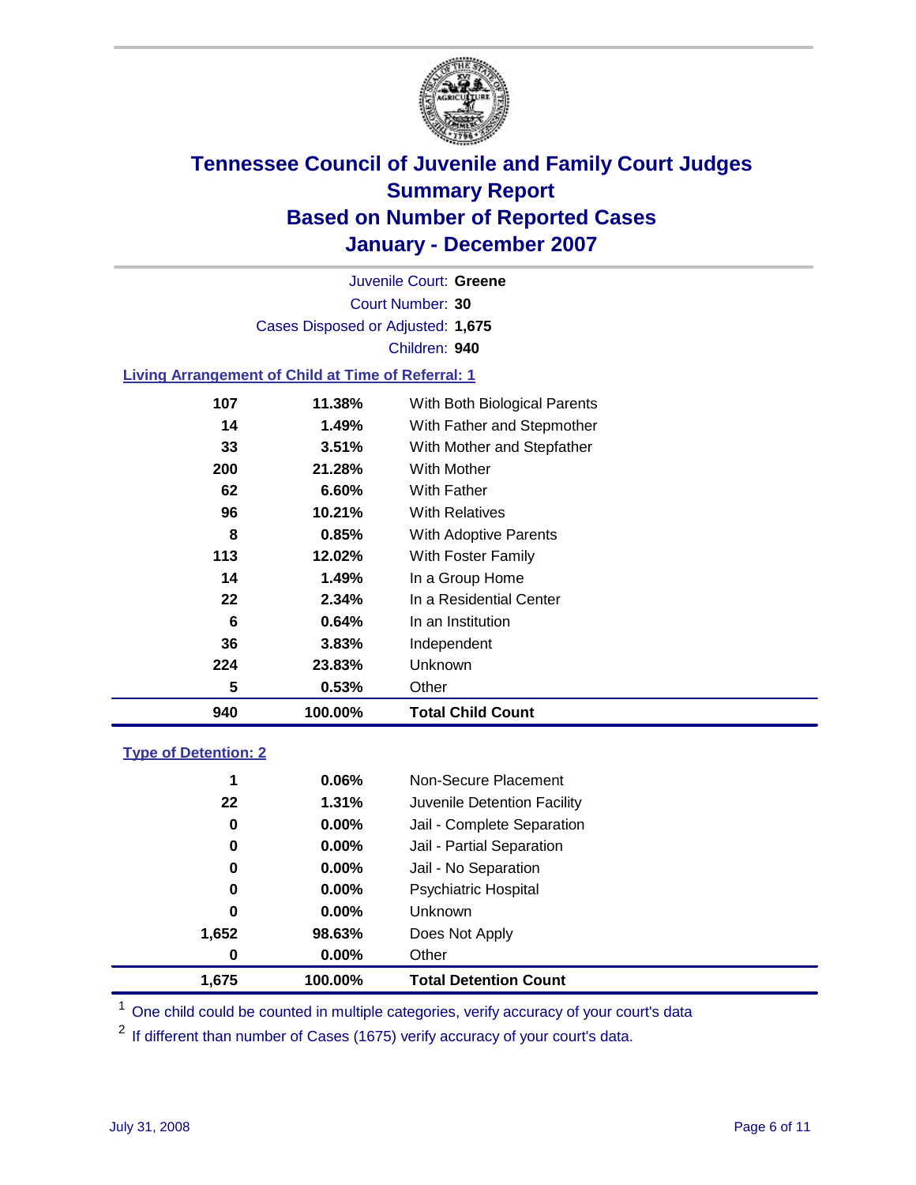# Tennessee Council of Juvenile and Family Court Judges
## Summary Report
## Based on Number of Reported Cases
## January - December 2007

Juvenile Court: **Greene**

Court Number: **30**

Cases Disposed or Adjusted: **1,675**

Children: **940**

### Living Arrangement of Child at Time of Referral: 1

| Count | Percent | Category |
|---|---|---|
| 107 | 11.38% | With Both Biological Parents |
| 14 | 1.49% | With Father and Stepmother |
| 33 | 3.51% | With Mother and Stepfather |
| 200 | 21.28% | With Mother |
| 62 | 6.60% | With Father |
| 96 | 10.21% | With Relatives |
| 8 | 0.85% | With Adoptive Parents |
| 113 | 12.02% | With Foster Family |
| 14 | 1.49% | In a Group Home |
| 22 | 2.34% | In a Residential Center |
| 6 | 0.64% | In an Institution |
| 36 | 3.83% | Independent |
| 224 | 23.83% | Unknown |
| 5 | 0.53% | Other |
| **940** | **100.00%** | **Total Child Count** |

### Type of Detention: 2

| Count | Percent | Category |
|---|---|---|
| 1 | 0.06% | Non-Secure Placement |
| 22 | 1.31% | Juvenile Detention Facility |
| 0 | 0.00% | Jail - Complete Separation |
| 0 | 0.00% | Jail - Partial Separation |
| 0 | 0.00% | Jail - No Separation |
| 0 | 0.00% | Psychiatric Hospital |
| 0 | 0.00% | Unknown |
| 1,652 | 98.63% | Does Not Apply |
| 0 | 0.00% | Other |
| **1,675** | **100.00%** | **Total Detention Count** |

[1] One child could be counted in multiple categories, verify accuracy of your court's data

[2] If different than number of Cases (1675) verify accuracy of your court's data.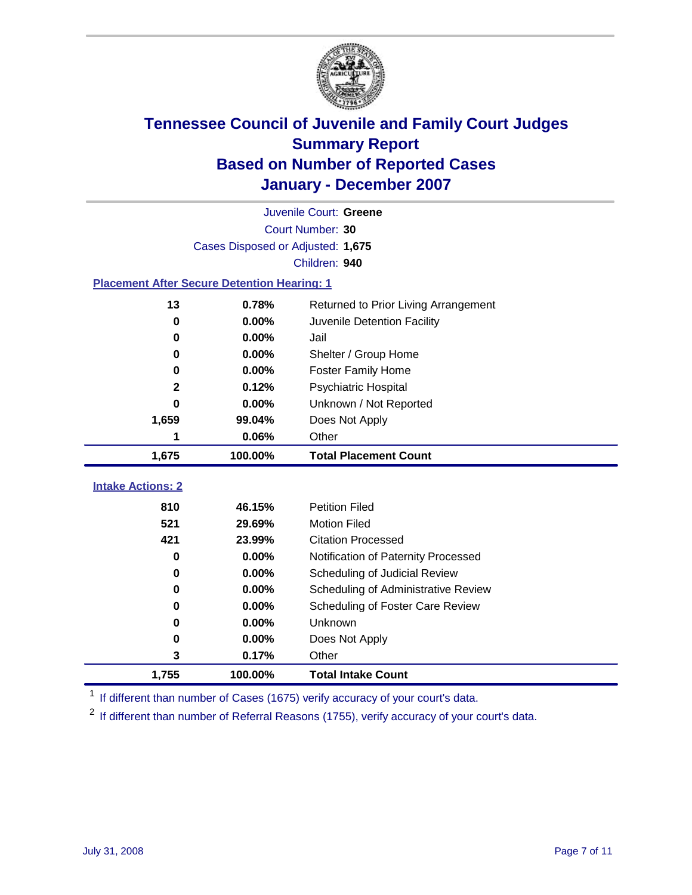# Tennessee Council of Juvenile and Family Court Judges
## Summary Report
## Based on Number of Reported Cases
## January - December 2007

Juvenile Court: **Greene**

Court Number: **30**

Cases Disposed or Adjusted: **1,675**

Children: **940**

### Placement After Secure Detention Hearing: 1

| | | |
|---|---|---|
| 13 | 0.78% | Returned to Prior Living Arrangement |
| 0 | 0.00% | Juvenile Detention Facility |
| 0 | 0.00% | Jail |
| 0 | 0.00% | Shelter / Group Home |
| 0 | 0.00% | Foster Family Home |
| 2 | 0.12% | Psychiatric Hospital |
| 0 | 0.00% | Unknown / Not Reported |
| 1,659 | 99.04% | Does Not Apply |
| 1 | 0.06% | Other |
| **1,675** | **100.00%** | **Total Placement Count** |

### Intake Actions: 2

| | | |
|---|---|---|
| 810 | 46.15% | Petition Filed |
| 521 | 29.69% | Motion Filed |
| 421 | 23.99% | Citation Processed |
| 0 | 0.00% | Notification of Paternity Processed |
| 0 | 0.00% | Scheduling of Judicial Review |
| 0 | 0.00% | Scheduling of Administrative Review |
| 0 | 0.00% | Scheduling of Foster Care Review |
| 0 | 0.00% | Unknown |
| 0 | 0.00% | Does Not Apply |
| 3 | 0.17% | Other |
| **1,755** | **100.00%** | **Total Intake Count** |

[1] If different than number of Cases (1675) verify accuracy of your court's data.

[2] If different than number of Referral Reasons (1755), verify accuracy of your court's data.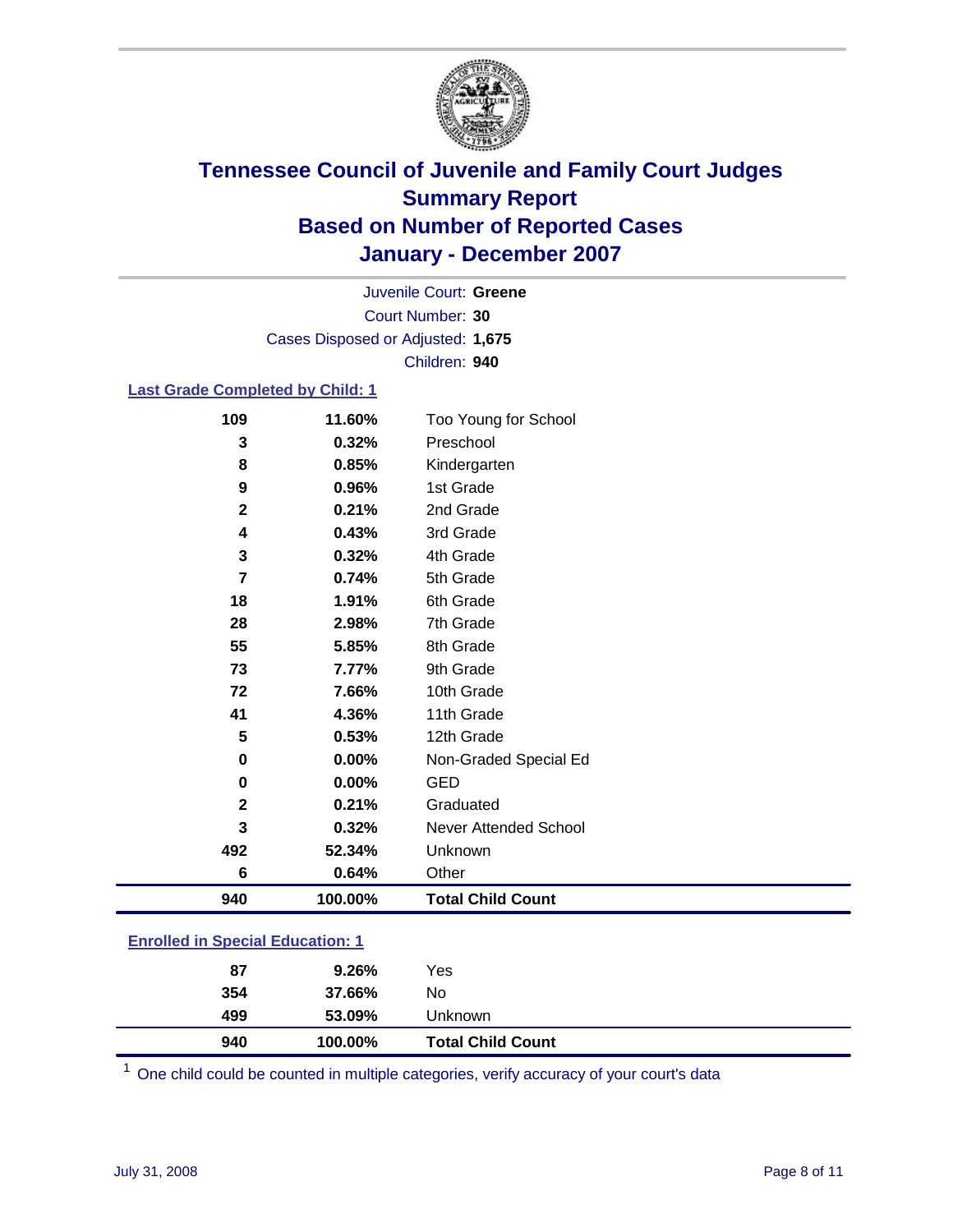# Tennessee Council of Juvenile and Family Court Judges
# Summary Report
# Based on Number of Reported Cases
# January - December 2007

Juvenile Court: **Greene**
Court Number: **30**
Cases Disposed or Adjusted: **1,675**
Children: **940**

### Last Grade Completed by Child: 1

| | | |
|---|---|---|
| 109 | 11.60% | Too Young for School |
| 3 | 0.32% | Preschool |
| 8 | 0.85% | Kindergarten |
| 9 | 0.96% | 1st Grade |
| 2 | 0.21% | 2nd Grade |
| 4 | 0.43% | 3rd Grade |
| 3 | 0.32% | 4th Grade |
| 7 | 0.74% | 5th Grade |
| 18 | 1.91% | 6th Grade |
| 28 | 2.98% | 7th Grade |
| 55 | 5.85% | 8th Grade |
| 73 | 7.77% | 9th Grade |
| 72 | 7.66% | 10th Grade |
| 41 | 4.36% | 11th Grade |
| 5 | 0.53% | 12th Grade |
| 0 | 0.00% | Non-Graded Special Ed |
| 0 | 0.00% | GED |
| 2 | 0.21% | Graduated |
| 3 | 0.32% | Never Attended School |
| 492 | 52.34% | Unknown |
| 6 | 0.64% | Other |
| **940** | **100.00%** | **Total Child Count** |

### Enrolled in Special Education: 1

| | | |
|---|---|---|
| 87 | 9.26% | Yes |
| 354 | 37.66% | No |
| 499 | 53.09% | Unknown |
| **940** | **100.00%** | **Total Child Count** |

[1] One child could be counted in multiple categories, verify accuracy of your court's data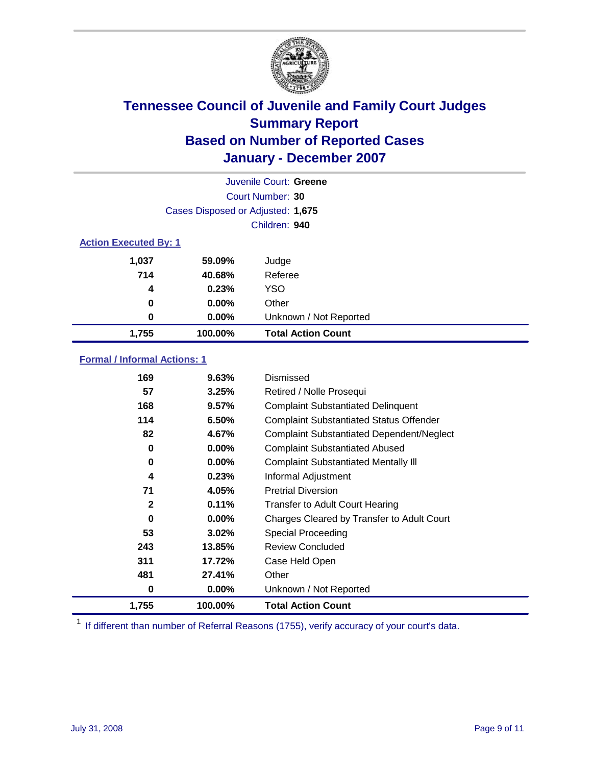# Tennessee Council of Juvenile and Family Court Judges
## Summary Report
## Based on Number of Reported Cases
## January - December 2007

Juvenile Court: **Greene**
Court Number: **30**
Cases Disposed or Adjusted: **1,675**
Children: **940**

### Action Executed By: 1

| | | |
|---|---|---|
| 1,037 | 59.09% | Judge |
| 714 | 40.68% | Referee |
| 4 | 0.23% | YSO |
| 0 | 0.00% | Other |
| 0 | 0.00% | Unknown / Not Reported |
| **1,755** | **100.00%** | **Total Action Count** |

### Formal / Informal Actions: 1

| | | |
|---|---|---|
| 169 | 9.63% | Dismissed |
| 57 | 3.25% | Retired / Nolle Prosequi |
| 168 | 9.57% | Complaint Substantiated Delinquent |
| 114 | 6.50% | Complaint Substantiated Status Offender |
| 82 | 4.67% | Complaint Substantiated Dependent/Neglect |
| 0 | 0.00% | Complaint Substantiated Abused |
| 0 | 0.00% | Complaint Substantiated Mentally Ill |
| 4 | 0.23% | Informal Adjustment |
| 71 | 4.05% | Pretrial Diversion |
| 2 | 0.11% | Transfer to Adult Court Hearing |
| 0 | 0.00% | Charges Cleared by Transfer to Adult Court |
| 53 | 3.02% | Special Proceeding |
| 243 | 13.85% | Review Concluded |
| 311 | 17.72% | Case Held Open |
| 481 | 27.41% | Other |
| 0 | 0.00% | Unknown / Not Reported |
| **1,755** | **100.00%** | **Total Action Count** |

[1] If different than number of Referral Reasons (1755), verify accuracy of your court's data.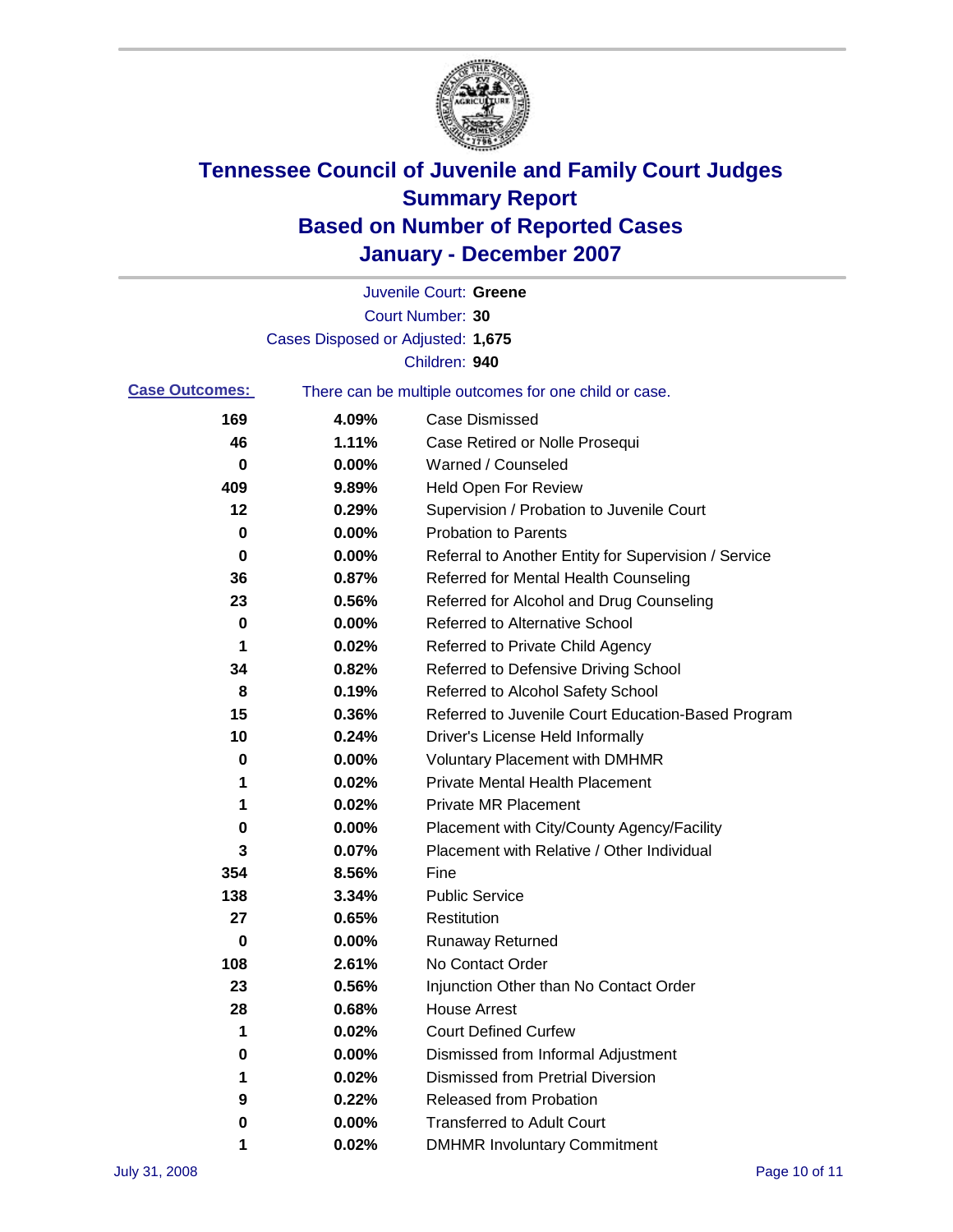# Tennessee Council of Juvenile and Family Court Judges
## Summary Report
## Based on Number of Reported Cases
## January - December 2007

Juvenile Court: **Greene**
Court Number: **30**
Cases Disposed or Adjusted: **1,675**
Children: **940**

**Case Outcomes:** There can be multiple outcomes for one child or case.

| Count | Percent | Outcome |
|---|---|---|
| 169 | 4.09% | Case Dismissed |
| 46 | 1.11% | Case Retired or Nolle Prosequi |
| 0 | 0.00% | Warned / Counseled |
| 409 | 9.89% | Held Open For Review |
| 12 | 0.29% | Supervision / Probation to Juvenile Court |
| 0 | 0.00% | Probation to Parents |
| 0 | 0.00% | Referral to Another Entity for Supervision / Service |
| 36 | 0.87% | Referred for Mental Health Counseling |
| 23 | 0.56% | Referred for Alcohol and Drug Counseling |
| 0 | 0.00% | Referred to Alternative School |
| 1 | 0.02% | Referred to Private Child Agency |
| 34 | 0.82% | Referred to Defensive Driving School |
| 8 | 0.19% | Referred to Alcohol Safety School |
| 15 | 0.36% | Referred to Juvenile Court Education-Based Program |
| 10 | 0.24% | Driver's License Held Informally |
| 0 | 0.00% | Voluntary Placement with DMHMR |
| 1 | 0.02% | Private Mental Health Placement |
| 1 | 0.02% | Private MR Placement |
| 0 | 0.00% | Placement with City/County Agency/Facility |
| 3 | 0.07% | Placement with Relative / Other Individual |
| 354 | 8.56% | Fine |
| 138 | 3.34% | Public Service |
| 27 | 0.65% | Restitution |
| 0 | 0.00% | Runaway Returned |
| 108 | 2.61% | No Contact Order |
| 23 | 0.56% | Injunction Other than No Contact Order |
| 28 | 0.68% | House Arrest |
| 1 | 0.02% | Court Defined Curfew |
| 0 | 0.00% | Dismissed from Informal Adjustment |
| 1 | 0.02% | Dismissed from Pretrial Diversion |
| 9 | 0.22% | Released from Probation |
| 0 | 0.00% | Transferred to Adult Court |
| 1 | 0.02% | DMHMR Involuntary Commitment |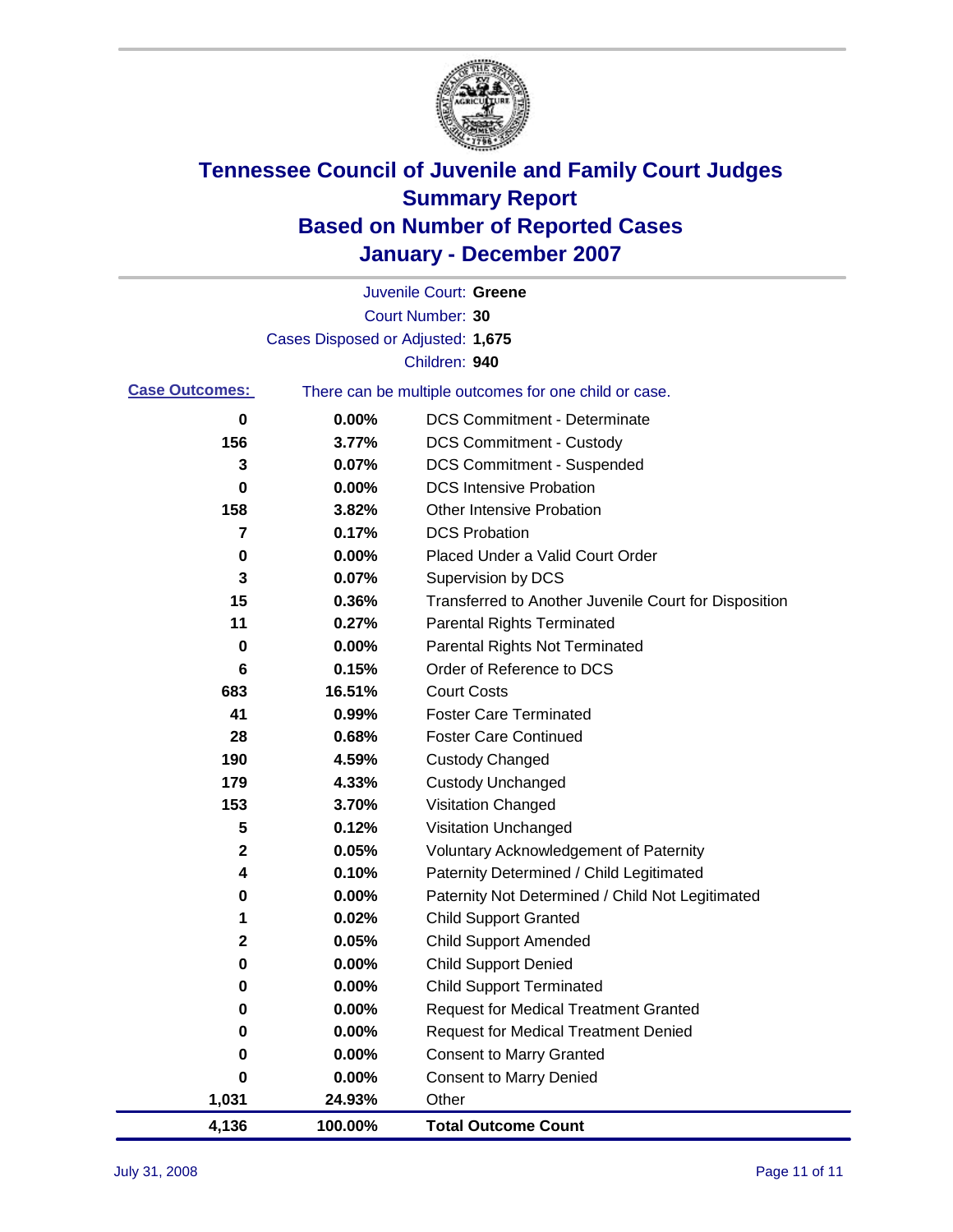# Tennessee Council of Juvenile and Family Court Judges
# Summary Report
# Based on Number of Reported Cases
# January - December 2007

Juvenile Court: **Greene**

Court Number: **30**

Cases Disposed or Adjusted: **1,675**

Children: **940**

**Case Outcomes:** There can be multiple outcomes for one child or case.

| | | |
|---|---|---|
| 0 | 0.00% | DCS Commitment - Determinate |
| 156 | 3.77% | DCS Commitment - Custody |
| 3 | 0.07% | DCS Commitment - Suspended |
| 0 | 0.00% | DCS Intensive Probation |
| 158 | 3.82% | Other Intensive Probation |
| 7 | 0.17% | DCS Probation |
| 0 | 0.00% | Placed Under a Valid Court Order |
| 3 | 0.07% | Supervision by DCS |
| 15 | 0.36% | Transferred to Another Juvenile Court for Disposition |
| 11 | 0.27% | Parental Rights Terminated |
| 0 | 0.00% | Parental Rights Not Terminated |
| 6 | 0.15% | Order of Reference to DCS |
| 683 | 16.51% | Court Costs |
| 41 | 0.99% | Foster Care Terminated |
| 28 | 0.68% | Foster Care Continued |
| 190 | 4.59% | Custody Changed |
| 179 | 4.33% | Custody Unchanged |
| 153 | 3.70% | Visitation Changed |
| 5 | 0.12% | Visitation Unchanged |
| 2 | 0.05% | Voluntary Acknowledgement of Paternity |
| 4 | 0.10% | Paternity Determined / Child Legitimated |
| 0 | 0.00% | Paternity Not Determined / Child Not Legitimated |
| 1 | 0.02% | Child Support Granted |
| 2 | 0.05% | Child Support Amended |
| 0 | 0.00% | Child Support Denied |
| 0 | 0.00% | Child Support Terminated |
| 0 | 0.00% | Request for Medical Treatment Granted |
| 0 | 0.00% | Request for Medical Treatment Denied |
| 0 | 0.00% | Consent to Marry Granted |
| 0 | 0.00% | Consent to Marry Denied |
| 1,031 | 24.93% | Other |
| **4,136** | **100.00%** | **Total Outcome Count** |